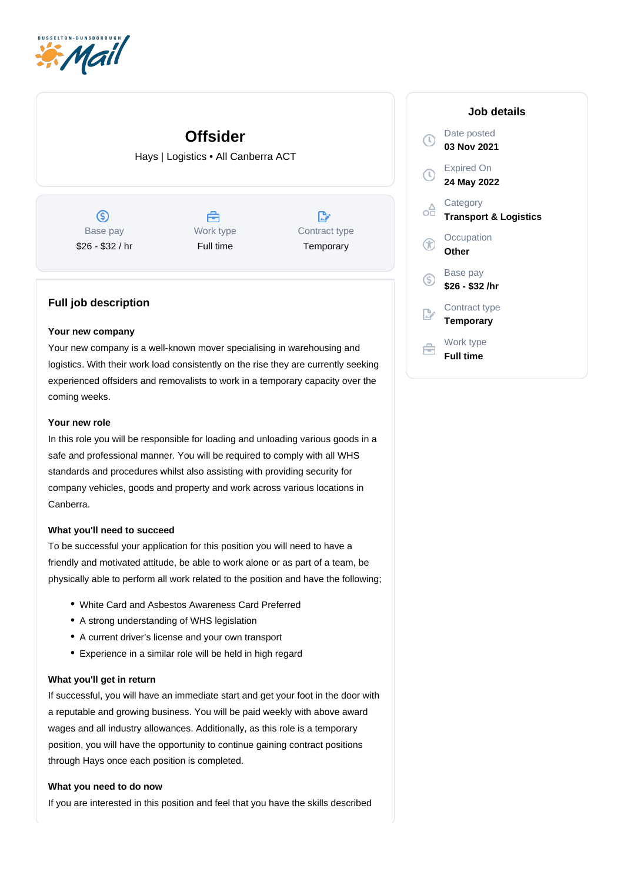# Offsider

Hays | Logistics • All Canberra ACT

| Base pay | Work type | Contract type |
|---|---|---|
| $26 - $32 / hr | Full time | Temporary |

## Job details

Date posted
**03 Nov 2021**

Expired On
**24 May 2022**

Category
**Transport & Logistics**

Occupation
**Other**

Base pay
**$26 - $32 /hr**

Contract type
**Temporary**

Work type
**Full time**

## Full job description

### Your new company

Your new company is a well-known mover specialising in warehousing and logistics. With their work load consistently on the rise they are currently seeking experienced offsiders and removalists to work in a temporary capacity over the coming weeks.

### Your new role

In this role you will be responsible for loading and unloading various goods in a safe and professional manner. You will be required to comply with all WHS standards and procedures whilst also assisting with providing security for company vehicles, goods and property and work across various locations in Canberra.

### What you'll need to succeed

To be successful your application for this position you will need to have a friendly and motivated attitude, be able to work alone or as part of a team, be physically able to perform all work related to the position and have the following;

- White Card and Asbestos Awareness Card Preferred
- A strong understanding of WHS legislation
- A current driver's license and your own transport
- Experience in a similar role will be held in high regard

### What you'll get in return

If successful, you will have an immediate start and get your foot in the door with a reputable and growing business. You will be paid weekly with above award wages and all industry allowances. Additionally, as this role is a temporary position, you will have the opportunity to continue gaining contract positions through Hays once each position is completed.

### What you need to do now

If you are interested in this position and feel that you have the skills described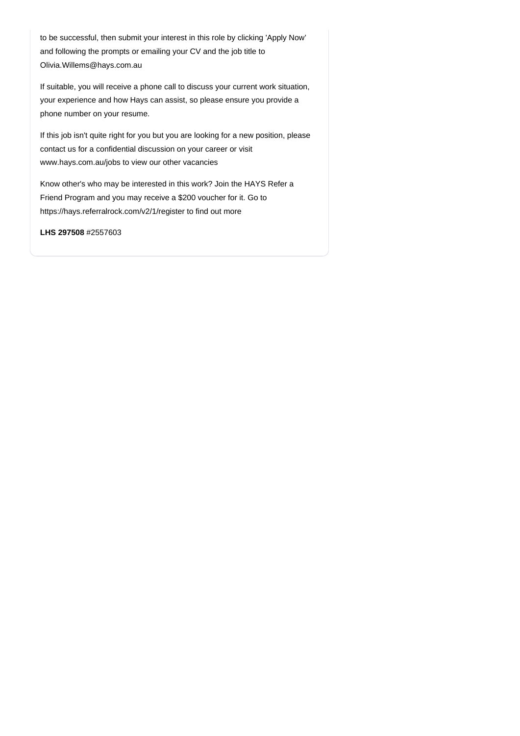to be successful, then submit your interest in this role by clicking 'Apply Now' and following the prompts or emailing your CV and the job title to Olivia.Willems@hays.com.au

If suitable, you will receive a phone call to discuss your current work situation, your experience and how Hays can assist, so please ensure you provide a phone number on your resume.

If this job isn't quite right for you but you are looking for a new position, please contact us for a confidential discussion on your career or visit www.hays.com.au/jobs to view our other vacancies

Know other's who may be interested in this work? Join the HAYS Refer a Friend Program and you may receive a $200 voucher for it. Go to https://hays.referralrock.com/v2/1/register to find out more

**LHS 297508** #2557603